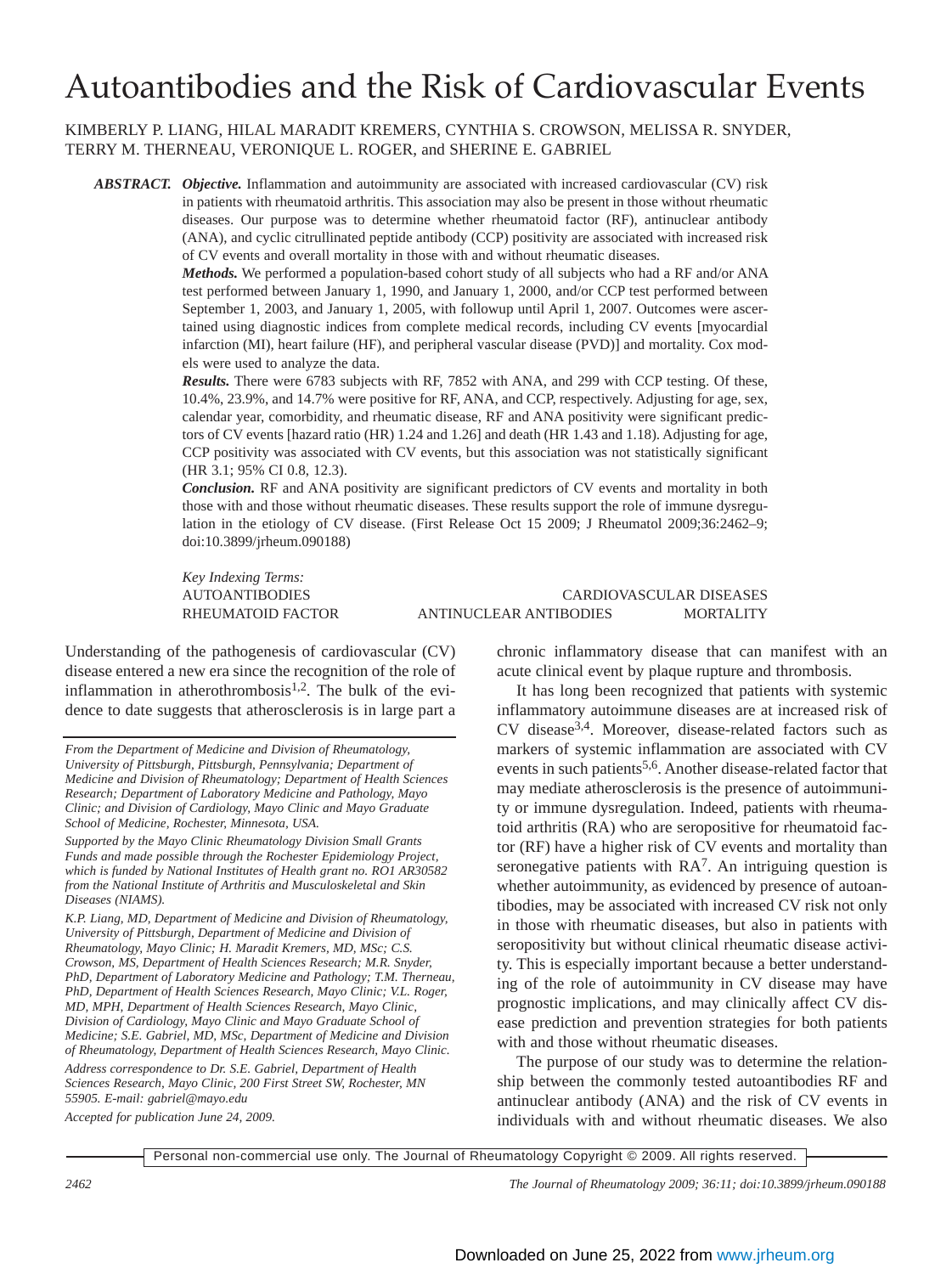# Autoantibodies and the Risk of Cardiovascular Events

KIMBERLY P. LIANG, HILAL MARADIT KREMERS, CYNTHIA S. CROWSON, MELISSA R. SNYDER, TERRY M. THERNEAU, VERONIQUE L. ROGER, and SHERINE E. GABRIEL

***ABSTRACT.*** ***Objective.*** Inflammation and autoimmunity are associated with increased cardiovascular (CV) risk in patients with rheumatoid arthritis. This association may also be present in those without rheumatic diseases. Our purpose was to determine whether rheumatoid factor (RF), antinuclear antibody (ANA), and cyclic citrullinated peptide antibody (CCP) positivity are associated with increased risk of CV events and overall mortality in those with and without rheumatic diseases.

***Methods.*** We performed a population-based cohort study of all subjects who had a RF and/or ANA test performed between January 1, 1990, and January 1, 2000, and/or CCP test performed between September 1, 2003, and January 1, 2005, with followup until April 1, 2007. Outcomes were ascertained using diagnostic indices from complete medical records, including CV events [myocardial infarction (MI), heart failure (HF), and peripheral vascular disease (PVD)] and mortality. Cox models were used to analyze the data.

***Results.*** There were 6783 subjects with RF, 7852 with ANA, and 299 with CCP testing. Of these, 10.4%, 23.9%, and 14.7% were positive for RF, ANA, and CCP, respectively. Adjusting for age, sex, calendar year, comorbidity, and rheumatic disease, RF and ANA positivity were significant predictors of CV events [hazard ratio (HR) 1.24 and 1.26] and death (HR 1.43 and 1.18). Adjusting for age, CCP positivity was associated with CV events, but this association was not statistically significant (HR 3.1; 95% CI 0.8, 12.3).

***Conclusion.*** RF and ANA positivity are significant predictors of CV events and mortality in both those with and those without rheumatic diseases. These results support the role of immune dysregulation in the etiology of CV disease. (First Release Oct 15 2009; J Rheumatol 2009;36:2462–9; doi:10.3899/jrheum.090188)

*Key Indexing Terms:*
AUTOANTIBODIES
CARDIOVASCULAR DISEASES
RHEUMATOID FACTOR
ANTINUCLEAR ANTIBODIES
MORTALITY

Understanding of the pathogenesis of cardiovascular (CV) disease entered a new era since the recognition of the role of inflammation in atherothrombosis[1,2]. The bulk of the evidence to date suggests that atherosclerosis is in large part a chronic inflammatory disease that can manifest with an acute clinical event by plaque rupture and thrombosis.

It has long been recognized that patients with systemic inflammatory autoimmune diseases are at increased risk of CV disease[3,4]. Moreover, disease-related factors such as markers of systemic inflammation are associated with CV events in such patients[5,6]. Another disease-related factor that may mediate atherosclerosis is the presence of autoimmunity or immune dysregulation. Indeed, patients with rheumatoid arthritis (RA) who are seropositive for rheumatoid factor (RF) have a higher risk of CV events and mortality than seronegative patients with RA[7]. An intriguing question is whether autoimmunity, as evidenced by presence of autoantibodies, may be associated with increased CV risk not only in those with rheumatic diseases, but also in patients with seropositivity but without clinical rheumatic disease activity. This is especially important because a better understanding of the role of autoimmunity in CV disease may have prognostic implications, and may clinically affect CV disease prediction and prevention strategies for both patients with and those without rheumatic diseases.

The purpose of our study was to determine the relationship between the commonly tested autoantibodies RF and antinuclear antibody (ANA) and the risk of CV events in individuals with and without rheumatic diseases. We also

*From the Department of Medicine and Division of Rheumatology, University of Pittsburgh, Pittsburgh, Pennsylvania; Department of Medicine and Division of Rheumatology; Department of Health Sciences Research; Department of Laboratory Medicine and Pathology, Mayo Clinic; and Division of Cardiology, Mayo Clinic and Mayo Graduate School of Medicine, Rochester, Minnesota, USA.*

*Supported by the Mayo Clinic Rheumatology Division Small Grants Funds and made possible through the Rochester Epidemiology Project, which is funded by National Institutes of Health grant no. RO1 AR30582 from the National Institute of Arthritis and Musculoskeletal and Skin Diseases (NIAMS).*

*K.P. Liang, MD, Department of Medicine and Division of Rheumatology, University of Pittsburgh, Department of Medicine and Division of Rheumatology, Mayo Clinic; H. Maradit Kremers, MD, MSc; C.S. Crowson, MS, Department of Health Sciences Research; M.R. Snyder, PhD, Department of Laboratory Medicine and Pathology; T.M. Therneau, PhD, Department of Health Sciences Research, Mayo Clinic; V.L. Roger, MD, MPH, Department of Health Sciences Research, Mayo Clinic, Division of Cardiology, Mayo Clinic and Mayo Graduate School of Medicine; S.E. Gabriel, MD, MSc, Department of Medicine and Division of Rheumatology, Department of Health Sciences Research, Mayo Clinic.*

*Address correspondence to Dr. S.E. Gabriel, Department of Health Sciences Research, Mayo Clinic, 200 First Street SW, Rochester, MN 55905. E-mail: gabriel@mayo.edu*

*Accepted for publication June 24, 2009.*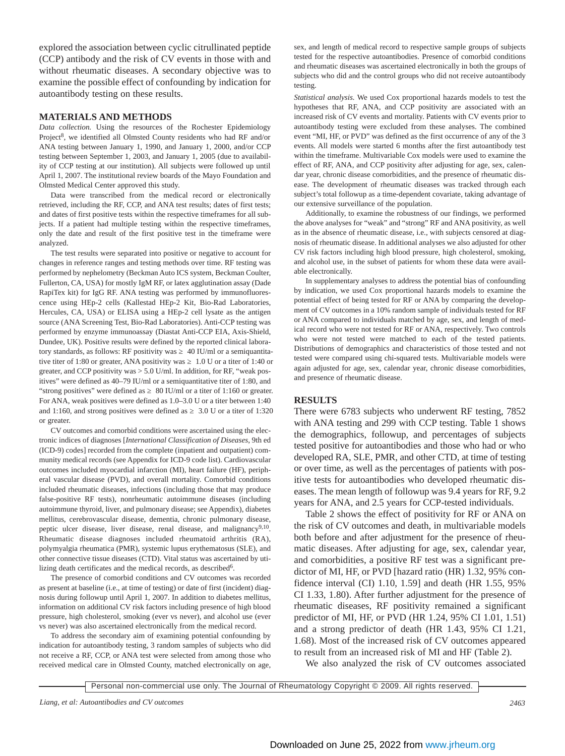explored the association between cyclic citrullinated peptide (CCP) antibody and the risk of CV events in those with and without rheumatic diseases. A secondary objective was to examine the possible effect of confounding by indication for autoantibody testing on these results.

## MATERIALS AND METHODS

*Data collection.* Using the resources of the Rochester Epidemiology Project[8], we identified all Olmsted County residents who had RF and/or ANA testing between January 1, 1990, and January 1, 2000, and/or CCP testing between September 1, 2003, and January 1, 2005 (due to availability of CCP testing at our institution). All subjects were followed up until April 1, 2007. The institutional review boards of the Mayo Foundation and Olmsted Medical Center approved this study.

Data were transcribed from the medical record or electronically retrieved, including the RF, CCP, and ANA test results; dates of first tests; and dates of first positive tests within the respective timeframes for all subjects. If a patient had multiple testing within the respective timeframes, only the date and result of the first positive test in the timeframe were analyzed.

The test results were separated into positive or negative to account for changes in reference ranges and testing methods over time. RF testing was performed by nephelometry (Beckman Auto ICS system, Beckman Coulter, Fullerton, CA, USA) for mostly IgM RF, or latex agglutination assay (Dade RapiTex kit) for IgG RF. ANA testing was performed by immunofluorescence using HEp-2 cells (Kallestad HEp-2 Kit, Bio-Rad Laboratories, Hercules, CA, USA) or ELISA using a HEp-2 cell lysate as the antigen source (ANA Screening Test, Bio-Rad Laboratories). Anti-CCP testing was performed by enzyme immunoassay (Diastat Anti-CCP EIA, Axis-Shield, Dundee, UK). Positive results were defined by the reported clinical laboratory standards, as follows: RF positivity was ≥ 40 IU/ml or a semiquantitative titer of 1:80 or greater, ANA positivity was ≥ 1.0 U or a titer of 1:40 or greater, and CCP positivity was > 5.0 U/ml. In addition, for RF, "weak positives" were defined as 40–79 IU/ml or a semiquantitative titer of 1:80, and "strong positives" were defined as ≥ 80 IU/ml or a titer of 1:160 or greater. For ANA, weak positives were defined as 1.0–3.0 U or a titer between 1:40 and 1:160, and strong positives were defined as ≥ 3.0 U or a titer of 1:320 or greater.

CV outcomes and comorbid conditions were ascertained using the electronic indices of diagnoses [*International Classification of Diseases*, 9th ed (ICD-9) codes] recorded from the complete (inpatient and outpatient) community medical records (see Appendix for ICD-9 code list). Cardiovascular outcomes included myocardial infarction (MI), heart failure (HF), peripheral vascular disease (PVD), and overall mortality. Comorbid conditions included rheumatic diseases, infections (including those that may produce false-positive RF tests), nonrheumatic autoimmune diseases (including autoimmune thyroid, liver, and pulmonary disease; see Appendix), diabetes mellitus, cerebrovascular disease, dementia, chronic pulmonary disease, peptic ulcer disease, liver disease, renal disease, and malignancy[9,10]. Rheumatic disease diagnoses included rheumatoid arthritis (RA), polymyalgia rheumatica (PMR), systemic lupus erythematosus (SLE), and other connective tissue diseases (CTD). Vital status was ascertained by utilizing death certificates and the medical records, as described[6].

The presence of comorbid conditions and CV outcomes was recorded as present at baseline (i.e., at time of testing) or date of first (incident) diagnosis during followup until April 1, 2007. In addition to diabetes mellitus, information on additional CV risk factors including presence of high blood pressure, high cholesterol, smoking (ever vs never), and alcohol use (ever vs never) was also ascertained electronically from the medical record.

To address the secondary aim of examining potential confounding by indication for autoantibody testing, 3 random samples of subjects who did not receive a RF, CCP, or ANA test were selected from among those who received medical care in Olmsted County, matched electronically on age, sex, and length of medical record to respective sample groups of subjects tested for the respective autoantibodies. Presence of comorbid conditions and rheumatic diseases was ascertained electronically in both the groups of subjects who did and the control groups who did not receive autoantibody testing.

*Statistical analysis.* We used Cox proportional hazards models to test the hypotheses that RF, ANA, and CCP positivity are associated with an increased risk of CV events and mortality. Patients with CV events prior to autoantibody testing were excluded from these analyses. The combined event "MI, HF, or PVD" was defined as the first occurrence of any of the 3 events. All models were started 6 months after the first autoantibody test within the timeframe. Multivariable Cox models were used to examine the effect of RF, ANA, and CCP positivity after adjusting for age, sex, calendar year, chronic disease comorbidities, and the presence of rheumatic disease. The development of rheumatic diseases was tracked through each subject's total followup as a time-dependent covariate, taking advantage of our extensive surveillance of the population.

Additionally, to examine the robustness of our findings, we performed the above analyses for "weak" and "strong" RF and ANA positivity, as well as in the absence of rheumatic disease, i.e., with subjects censored at diagnosis of rheumatic disease. In additional analyses we also adjusted for other CV risk factors including high blood pressure, high cholesterol, smoking, and alcohol use, in the subset of patients for whom these data were available electronically.

In supplementary analyses to address the potential bias of confounding by indication, we used Cox proportional hazards models to examine the potential effect of being tested for RF or ANA by comparing the development of CV outcomes in a 10% random sample of individuals tested for RF or ANA compared to individuals matched by age, sex, and length of medical record who were not tested for RF or ANA, respectively. Two controls who were not tested were matched to each of the tested patients. Distributions of demographics and characteristics of those tested and not tested were compared using chi-squared tests. Multivariable models were again adjusted for age, sex, calendar year, chronic disease comorbidities, and presence of rheumatic disease.

## RESULTS

There were 6783 subjects who underwent RF testing, 7852 with ANA testing and 299 with CCP testing. Table 1 shows the demographics, followup, and percentages of subjects tested positive for autoantibodies and those who had or who developed RA, SLE, PMR, and other CTD, at time of testing or over time, as well as the percentages of patients with positive tests for autoantibodies who developed rheumatic diseases. The mean length of followup was 9.4 years for RF, 9.2 years for ANA, and 2.5 years for CCP-tested individuals.

Table 2 shows the effect of positivity for RF or ANA on the risk of CV outcomes and death, in multivariable models both before and after adjustment for the presence of rheumatic diseases. After adjusting for age, sex, calendar year, and comorbidities, a positive RF test was a significant predictor of MI, HF, or PVD [hazard ratio (HR) 1.32, 95% confidence interval (CI) 1.10, 1.59] and death (HR 1.55, 95% CI 1.33, 1.80). After further adjustment for the presence of rheumatic diseases, RF positivity remained a significant predictor of MI, HF, or PVD (HR 1.24, 95% CI 1.01, 1.51) and a strong predictor of death (HR 1.43, 95% CI 1.21, 1.68). Most of the increased risk of CV outcomes appeared to result from an increased risk of MI and HF (Table 2).

We also analyzed the risk of CV outcomes associated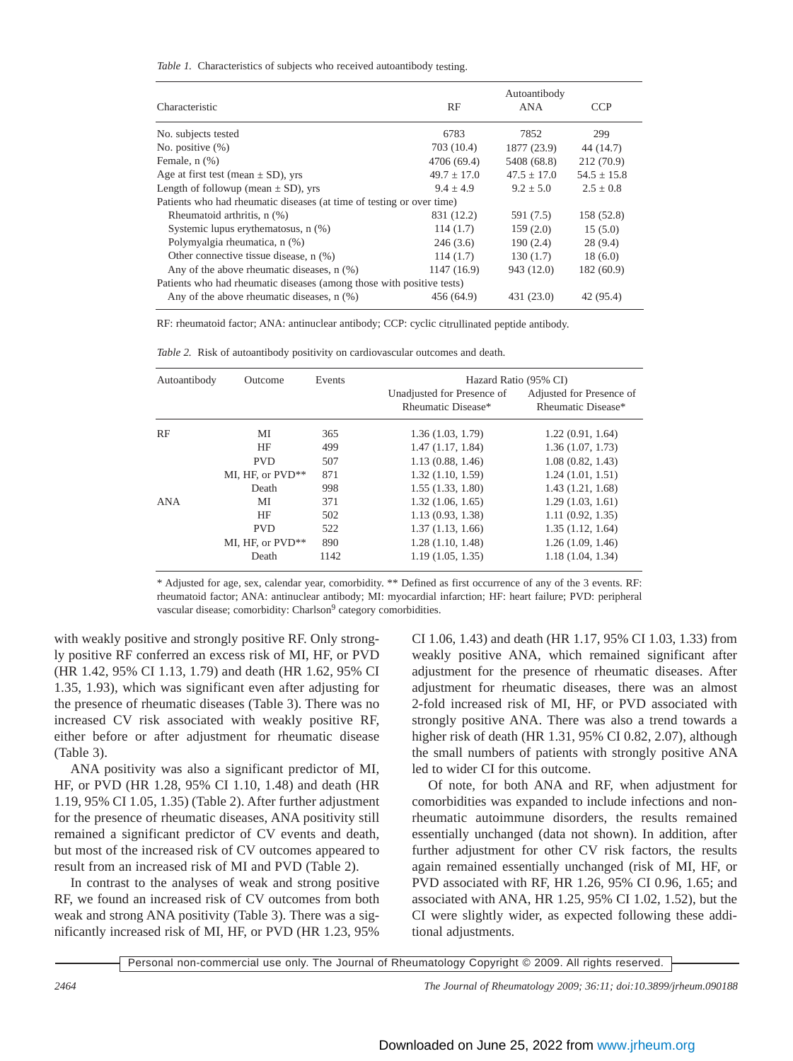*Table 1.* Characteristics of subjects who received autoantibody testing.

| Characteristic | RF | Autoantibody ANA | CCP |
|---|---|---|---|
| No. subjects tested | 6783 | 7852 | 299 |
| No. positive (%) | 703 (10.4) | 1877 (23.9) | 44 (14.7) |
| Female, n (%) | 4706 (69.4) | 5408 (68.8) | 212 (70.9) |
| Age at first test (mean ± SD), yrs | 49.7 ± 17.0 | 47.5 ± 17.0 | 54.5 ± 15.8 |
| Length of followup (mean ± SD), yrs | 9.4 ± 4.9 | 9.2 ± 5.0 | 2.5 ± 0.8 |
| Patients who had rheumatic diseases (at time of testing or over time) | | | |
| Rheumatoid arthritis, n (%) | 831 (12.2) | 591 (7.5) | 158 (52.8) |
| Systemic lupus erythematosus, n (%) | 114 (1.7) | 159 (2.0) | 15 (5.0) |
| Polymyalgia rheumatica, n (%) | 246 (3.6) | 190 (2.4) | 28 (9.4) |
| Other connective tissue disease, n (%) | 114 (1.7) | 130 (1.7) | 18 (6.0) |
| Any of the above rheumatic diseases, n (%) | 1147 (16.9) | 943 (12.0) | 182 (60.9) |
| Patients who had rheumatic diseases (among those with positive tests) | | | |
| Any of the above rheumatic diseases, n (%) | 456 (64.9) | 431 (23.0) | 42 (95.4) |

RF: rheumatoid factor; ANA: antinuclear antibody; CCP: cyclic citrullinated peptide antibody.

*Table 2.* Risk of autoantibody positivity on cardiovascular outcomes and death.

| Autoantibody | Outcome | Events | Hazard Ratio (95% CI) Unadjusted for Presence of Rheumatic Disease* | Hazard Ratio (95% CI) Adjusted for Presence of Rheumatic Disease* |
|---|---|---|---|---|
| RF | MI | 365 | 1.36 (1.03, 1.79) | 1.22 (0.91, 1.64) |
| | HF | 499 | 1.47 (1.17, 1.84) | 1.36 (1.07, 1.73) |
| | PVD | 507 | 1.13 (0.88, 1.46) | 1.08 (0.82, 1.43) |
| | MI, HF, or PVD** | 871 | 1.32 (1.10, 1.59) | 1.24 (1.01, 1.51) |
| | Death | 998 | 1.55 (1.33, 1.80) | 1.43 (1.21, 1.68) |
| ANA | MI | 371 | 1.32 (1.06, 1.65) | 1.29 (1.03, 1.61) |
| | HF | 502 | 1.13 (0.93, 1.38) | 1.11 (0.92, 1.35) |
| | PVD | 522 | 1.37 (1.13, 1.66) | 1.35 (1.12, 1.64) |
| | MI, HF, or PVD** | 890 | 1.28 (1.10, 1.48) | 1.26 (1.09, 1.46) |
| | Death | 1142 | 1.19 (1.05, 1.35) | 1.18 (1.04, 1.34) |

\* Adjusted for age, sex, calendar year, comorbidity. ** Defined as first occurrence of any of the 3 events. RF: rheumatoid factor; ANA: antinuclear antibody; MI: myocardial infarction; HF: heart failure; PVD: peripheral vascular disease; comorbidity: Charlson[9] category comorbidities.

with weakly positive and strongly positive RF. Only strongly positive RF conferred an excess risk of MI, HF, or PVD (HR 1.42, 95% CI 1.13, 1.79) and death (HR 1.62, 95% CI 1.35, 1.93), which was significant even after adjusting for the presence of rheumatic diseases (Table 3). There was no increased CV risk associated with weakly positive RF, either before or after adjustment for rheumatic disease (Table 3).

ANA positivity was also a significant predictor of MI, HF, or PVD (HR 1.28, 95% CI 1.10, 1.48) and death (HR 1.19, 95% CI 1.05, 1.35) (Table 2). After further adjustment for the presence of rheumatic diseases, ANA positivity still remained a significant predictor of CV events and death, but most of the increased risk of CV outcomes appeared to result from an increased risk of MI and PVD (Table 2).

In contrast to the analyses of weak and strong positive RF, we found an increased risk of CV outcomes from both weak and strong ANA positivity (Table 3). There was a significantly increased risk of MI, HF, or PVD (HR 1.23, 95% CI 1.06, 1.43) and death (HR 1.17, 95% CI 1.03, 1.33) from weakly positive ANA, which remained significant after adjustment for the presence of rheumatic diseases. After adjustment for rheumatic diseases, there was an almost 2-fold increased risk of MI, HF, or PVD associated with strongly positive ANA. There was also a trend towards a higher risk of death (HR 1.31, 95% CI 0.82, 2.07), although the small numbers of patients with strongly positive ANA led to wider CI for this outcome.

Of note, for both ANA and RF, when adjustment for comorbidities was expanded to include infections and nonrheumatic autoimmune disorders, the results remained essentially unchanged (data not shown). In addition, after further adjustment for other CV risk factors, the results again remained essentially unchanged (risk of MI, HF, or PVD associated with RF, HR 1.26, 95% CI 0.96, 1.65; and associated with ANA, HR 1.25, 95% CI 1.02, 1.52), but the CI were slightly wider, as expected following these additional adjustments.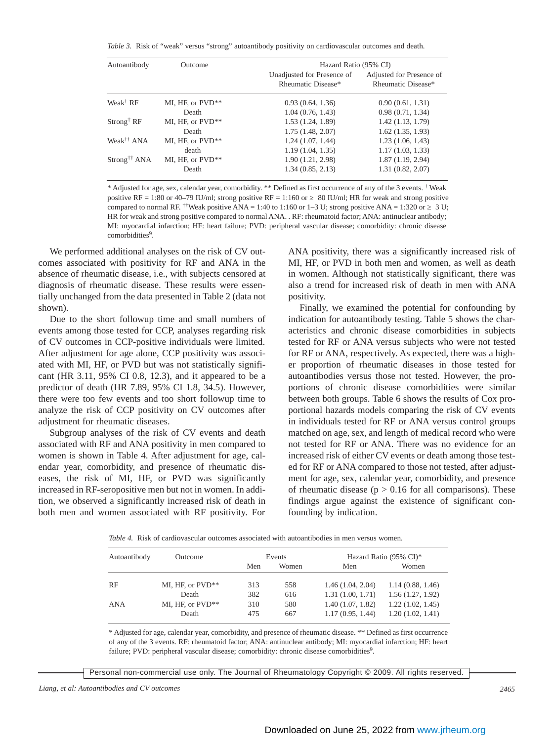*Table 3.* Risk of "weak" versus "strong" autoantibody positivity on cardiovascular outcomes and death.

| Autoantibody | Outcome | Hazard Ratio (95% CI) | |
|---|---|---|---|
| | | Unadjusted for Presence of Rheumatic Disease* | Adjusted for Presence of Rheumatic Disease* |
| Weak[†] RF | MI, HF, or PVD** | 0.93 (0.64, 1.36) | 0.90 (0.61, 1.31) |
| | Death | 1.04 (0.76, 1.43) | 0.98 (0.71, 1.34) |
| Strong[†] RF | MI, HF, or PVD** | 1.53 (1.24, 1.89) | 1.42 (1.13, 1.79) |
| | Death | 1.75 (1.48, 2.07) | 1.62 (1.35, 1.93) |
| Weak[††] ANA | MI, HF, or PVD** | 1.24 (1.07, 1.44) | 1.23 (1.06, 1.43) |
| | death | 1.19 (1.04, 1.35) | 1.17 (1.03, 1.33) |
| Strong[††] ANA | MI, HF, or PVD** | 1.90 (1.21, 2.98) | 1.87 (1.19, 2.94) |
| | Death | 1.34 (0.85, 2.13) | 1.31 (0.82, 2.07) |

\* Adjusted for age, sex, calendar year, comorbidity. ** Defined as first occurrence of any of the 3 events. [†] Weak positive RF = 1:80 or 40–79 IU/ml; strong positive RF = 1:160 or ≥ 80 IU/ml; HR for weak and strong positive compared to normal RF. [††]Weak positive ANA = 1:40 to 1:160 or 1–3 U; strong positive ANA = 1:320 or ≥ 3 U; HR for weak and strong positive compared to normal ANA. . RF: rheumatoid factor; ANA: antinuclear antibody; MI: myocardial infarction; HF: heart failure; PVD: peripheral vascular disease; comorbidity: chronic disease comorbidities[9].

We performed additional analyses on the risk of CV outcomes associated with positivity for RF and ANA in the absence of rheumatic disease, i.e., with subjects censored at diagnosis of rheumatic disease. These results were essentially unchanged from the data presented in Table 2 (data not shown).

Due to the short followup time and small numbers of events among those tested for CCP, analyses regarding risk of CV outcomes in CCP-positive individuals were limited. After adjustment for age alone, CCP positivity was associated with MI, HF, or PVD but was not statistically significant (HR 3.11, 95% CI 0.8, 12.3), and it appeared to be a predictor of death (HR 7.89, 95% CI 1.8, 34.5). However, there were too few events and too short followup time to analyze the risk of CCP positivity on CV outcomes after adjustment for rheumatic diseases.

Subgroup analyses of the risk of CV events and death associated with RF and ANA positivity in men compared to women is shown in Table 4. After adjustment for age, calendar year, comorbidity, and presence of rheumatic diseases, the risk of MI, HF, or PVD was significantly increased in RF-seropositive men but not in women. In addition, we observed a significantly increased risk of death in both men and women associated with RF positivity. For ANA positivity, there was a significantly increased risk of MI, HF, or PVD in both men and women, as well as death in women. Although not statistically significant, there was also a trend for increased risk of death in men with ANA positivity.

Finally, we examined the potential for confounding by indication for autoantibody testing. Table 5 shows the characteristics and chronic disease comorbidities in subjects tested for RF or ANA versus subjects who were not tested for RF or ANA, respectively. As expected, there was a higher proportion of rheumatic diseases in those tested for autoantibodies versus those not tested. However, the proportions of chronic disease comorbidities were similar between both groups. Table 6 shows the results of Cox proportional hazards models comparing the risk of CV events in individuals tested for RF or ANA versus control groups matched on age, sex, and length of medical record who were not tested for RF or ANA. There was no evidence for an increased risk of either CV events or death among those tested for RF or ANA compared to those not tested, after adjustment for age, sex, calendar year, comorbidity, and presence of rheumatic disease ($p > 0.16$ for all comparisons). These findings argue against the existence of significant confounding by indication.

*Table 4.* Risk of cardiovascular outcomes associated with autoantibodies in men versus women.

| Autoantibody | Outcome | Events | | Hazard Ratio (95% CI)* | |
|---|---|---|---|---|---|
| | | Men | Women | Men | Women |
| RF | MI, HF, or PVD** | 313 | 558 | 1.46 (1.04, 2.04) | 1.14 (0.88, 1.46) |
| | Death | 382 | 616 | 1.31 (1.00, 1.71) | 1.56 (1.27, 1.92) |
| ANA | MI, HF, or PVD** | 310 | 580 | 1.40 (1.07, 1.82) | 1.22 (1.02, 1.45) |
| | Death | 475 | 667 | 1.17 (0.95, 1.44) | 1.20 (1.02, 1.41) |

\* Adjusted for age, calendar year, comorbidity, and presence of rheumatic disease. ** Defined as first occurrence of any of the 3 events. RF: rheumatoid factor; ANA: antinuclear antibody; MI: myocardial infarction; HF: heart failure; PVD: peripheral vascular disease; comorbidity: chronic disease comorbidities[9].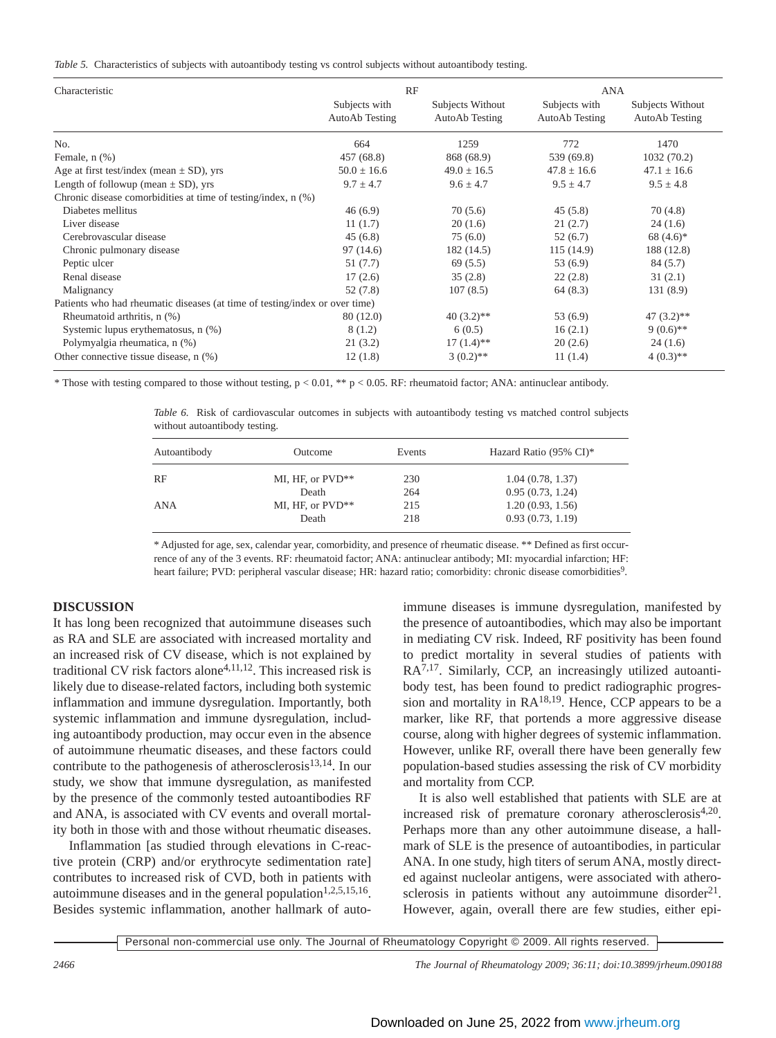*Table 5.* Characteristics of subjects with autoantibody testing vs control subjects without autoantibody testing.

| Characteristic | RF | | ANA | |
|---|---|---|---|---|
| | Subjects with AutoAb Testing | Subjects Without AutoAb Testing | Subjects with AutoAb Testing | Subjects Without AutoAb Testing |
| No. | 664 | 1259 | 772 | 1470 |
| Female, n (%) | 457 (68.8) | 868 (68.9) | 539 (69.8) | 1032 (70.2) |
| Age at first test/index (mean ± SD), yrs | 50.0 ± 16.6 | 49.0 ± 16.5 | 47.8 ± 16.6 | 47.1 ± 16.6 |
| Length of followup (mean ± SD), yrs | 9.7 ± 4.7 | 9.6 ± 4.7 | 9.5 ± 4.7 | 9.5 ± 4.8 |
| Chronic disease comorbidities at time of testing/index, n (%) | | | | |
| Diabetes mellitus | 46 (6.9) | 70 (5.6) | 45 (5.8) | 70 (4.8) |
| Liver disease | 11 (1.7) | 20 (1.6) | 21 (2.7) | 24 (1.6) |
| Cerebrovascular disease | 45 (6.8) | 75 (6.0) | 52 (6.7) | 68 (4.6)* |
| Chronic pulmonary disease | 97 (14.6) | 182 (14.5) | 115 (14.9) | 188 (12.8) |
| Peptic ulcer | 51 (7.7) | 69 (5.5) | 53 (6.9) | 84 (5.7) |
| Renal disease | 17 (2.6) | 35 (2.8) | 22 (2.8) | 31 (2.1) |
| Malignancy | 52 (7.8) | 107 (8.5) | 64 (8.3) | 131 (8.9) |
| Patients who had rheumatic diseases (at time of testing/index or over time) | | | | |
| Rheumatoid arthritis, n (%) | 80 (12.0) | 40 (3.2)** | 53 (6.9) | 47 (3.2)** |
| Systemic lupus erythematosus, n (%) | 8 (1.2) | 6 (0.5) | 16 (2.1) | 9 (0.6)** |
| Polymyalgia rheumatica, n (%) | 21 (3.2) | 17 (1.4)** | 20 (2.6) | 24 (1.6) |
| Other connective tissue disease, n (%) | 12 (1.8) | 3 (0.2)** | 11 (1.4) | 4 (0.3)** |

* Those with testing compared to those without testing, $p < 0.01$, ** $p < 0.05$. RF: rheumatoid factor; ANA: antinuclear antibody.

*Table 6.* Risk of cardiovascular outcomes in subjects with autoantibody testing vs matched control subjects without autoantibody testing.

| Autoantibody | Outcome | Events | Hazard Ratio (95% CI)* |
|---|---|---|---|
| RF | MI, HF, or PVD** | 230 | 1.04 (0.78, 1.37) |
| | Death | 264 | 0.95 (0.73, 1.24) |
| ANA | MI, HF, or PVD** | 215 | 1.20 (0.93, 1.56) |
| | Death | 218 | 0.93 (0.73, 1.19) |

* Adjusted for age, sex, calendar year, comorbidity, and presence of rheumatic disease. ** Defined as first occurrence of any of the 3 events. RF: rheumatoid factor; ANA: antinuclear antibody; MI: myocardial infarction; HF: heart failure; PVD: peripheral vascular disease; HR: hazard ratio; comorbidity: chronic disease comorbidities[9].

## DISCUSSION

It has long been recognized that autoimmune diseases such as RA and SLE are associated with increased mortality and an increased risk of CV disease, which is not explained by traditional CV risk factors alone[4,11,12]. This increased risk is likely due to disease-related factors, including both systemic inflammation and immune dysregulation. Importantly, both systemic inflammation and immune dysregulation, including autoantibody production, may occur even in the absence of autoimmune rheumatic diseases, and these factors could contribute to the pathogenesis of atherosclerosis[13,14]. In our study, we show that immune dysregulation, as manifested by the presence of the commonly tested autoantibodies RF and ANA, is associated with CV events and overall mortality both in those with and those without rheumatic diseases.

Inflammation [as studied through elevations in C-reactive protein (CRP) and/or erythrocyte sedimentation rate] contributes to increased risk of CVD, both in patients with autoimmune diseases and in the general population[1,2,5,15,16]. Besides systemic inflammation, another hallmark of autoimmune diseases is immune dysregulation, manifested by the presence of autoantibodies, which may also be important in mediating CV risk. Indeed, RF positivity has been found to predict mortality in several studies of patients with RA[7,17]. Similarly, CCP, an increasingly utilized autoantibody test, has been found to predict radiographic progression and mortality in RA[18,19]. Hence, CCP appears to be a marker, like RF, that portends a more aggressive disease course, along with higher degrees of systemic inflammation. However, unlike RF, overall there have been generally few population-based studies assessing the risk of CV morbidity and mortality from CCP.

It is also well established that patients with SLE are at increased risk of premature coronary atherosclerosis[4,20]. Perhaps more than any other autoimmune disease, a hallmark of SLE is the presence of autoantibodies, in particular ANA. In one study, high titers of serum ANA, mostly directed against nucleolar antigens, were associated with atherosclerosis in patients without any autoimmune disorder[21]. However, again, overall there are few studies, either epi-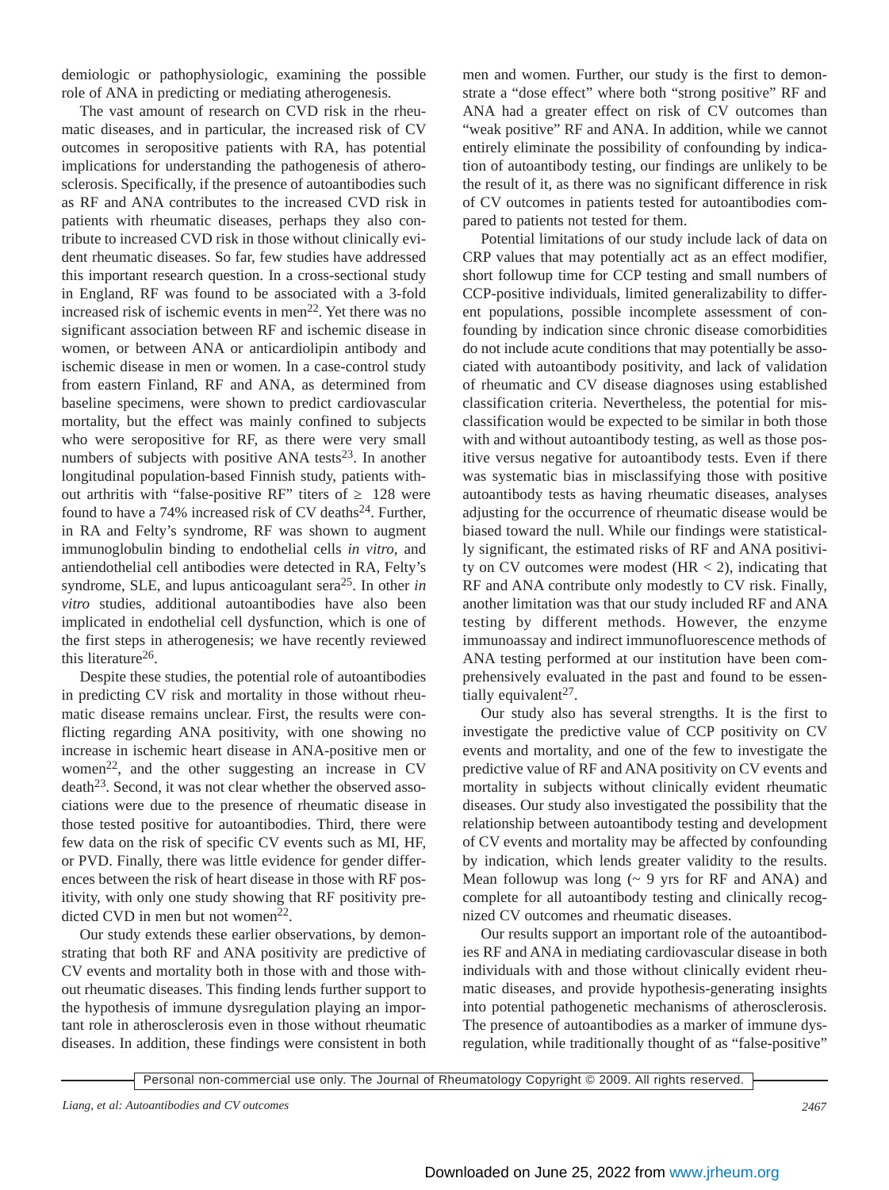demiologic or pathophysiologic, examining the possible role of ANA in predicting or mediating atherogenesis.

The vast amount of research on CVD risk in the rheumatic diseases, and in particular, the increased risk of CV outcomes in seropositive patients with RA, has potential implications for understanding the pathogenesis of atherosclerosis. Specifically, if the presence of autoantibodies such as RF and ANA contributes to the increased CVD risk in patients with rheumatic diseases, perhaps they also contribute to increased CVD risk in those without clinically evident rheumatic diseases. So far, few studies have addressed this important research question. In a cross-sectional study in England, RF was found to be associated with a 3-fold increased risk of ischemic events in men[22]. Yet there was no significant association between RF and ischemic disease in women, or between ANA or anticardiolipin antibody and ischemic disease in men or women. In a case-control study from eastern Finland, RF and ANA, as determined from baseline specimens, were shown to predict cardiovascular mortality, but the effect was mainly confined to subjects who were seropositive for RF, as there were very small numbers of subjects with positive ANA tests[23]. In another longitudinal population-based Finnish study, patients without arthritis with "false-positive RF" titers of $\geq$ 128 were found to have a 74% increased risk of CV deaths[24]. Further, in RA and Felty's syndrome, RF was shown to augment immunoglobulin binding to endothelial cells *in vitro*, and antiendothelial cell antibodies were detected in RA, Felty's syndrome, SLE, and lupus anticoagulant sera[25]. In other *in vitro* studies, additional autoantibodies have also been implicated in endothelial cell dysfunction, which is one of the first steps in atherogenesis; we have recently reviewed this literature[26].

Despite these studies, the potential role of autoantibodies in predicting CV risk and mortality in those without rheumatic disease remains unclear. First, the results were conflicting regarding ANA positivity, with one showing no increase in ischemic heart disease in ANA-positive men or women[22], and the other suggesting an increase in CV death[23]. Second, it was not clear whether the observed associations were due to the presence of rheumatic disease in those tested positive for autoantibodies. Third, there were few data on the risk of specific CV events such as MI, HF, or PVD. Finally, there was little evidence for gender differences between the risk of heart disease in those with RF positivity, with only one study showing that RF positivity predicted CVD in men but not women[22].

Our study extends these earlier observations, by demonstrating that both RF and ANA positivity are predictive of CV events and mortality both in those with and those without rheumatic diseases. This finding lends further support to the hypothesis of immune dysregulation playing an important role in atherosclerosis even in those without rheumatic diseases. In addition, these findings were consistent in both men and women. Further, our study is the first to demonstrate a "dose effect" where both "strong positive" RF and ANA had a greater effect on risk of CV outcomes than "weak positive" RF and ANA. In addition, while we cannot entirely eliminate the possibility of confounding by indication of autoantibody testing, our findings are unlikely to be the result of it, as there was no significant difference in risk of CV outcomes in patients tested for autoantibodies compared to patients not tested for them.

Potential limitations of our study include lack of data on CRP values that may potentially act as an effect modifier, short followup time for CCP testing and small numbers of CCP-positive individuals, limited generalizability to different populations, possible incomplete assessment of confounding by indication since chronic disease comorbidities do not include acute conditions that may potentially be associated with autoantibody positivity, and lack of validation of rheumatic and CV disease diagnoses using established classification criteria. Nevertheless, the potential for misclassification would be expected to be similar in both those with and without autoantibody testing, as well as those positive versus negative for autoantibody tests. Even if there was systematic bias in misclassifying those with positive autoantibody tests as having rheumatic diseases, analyses adjusting for the occurrence of rheumatic disease would be biased toward the null. While our findings were statistically significant, the estimated risks of RF and ANA positivity on CV outcomes were modest (HR < 2), indicating that RF and ANA contribute only modestly to CV risk. Finally, another limitation was that our study included RF and ANA testing by different methods. However, the enzyme immunoassay and indirect immunofluorescence methods of ANA testing performed at our institution have been comprehensively evaluated in the past and found to be essentially equivalent[27].

Our study also has several strengths. It is the first to investigate the predictive value of CCP positivity on CV events and mortality, and one of the few to investigate the predictive value of RF and ANA positivity on CV events and mortality in subjects without clinically evident rheumatic diseases. Our study also investigated the possibility that the relationship between autoantibody testing and development of CV events and mortality may be affected by confounding by indication, which lends greater validity to the results. Mean followup was long (~ 9 yrs for RF and ANA) and complete for all autoantibody testing and clinically recognized CV outcomes and rheumatic diseases.

Our results support an important role of the autoantibodies RF and ANA in mediating cardiovascular disease in both individuals with and those without clinically evident rheumatic diseases, and provide hypothesis-generating insights into potential pathogenetic mechanisms of atherosclerosis. The presence of autoantibodies as a marker of immune dysregulation, while traditionally thought of as "false-positive"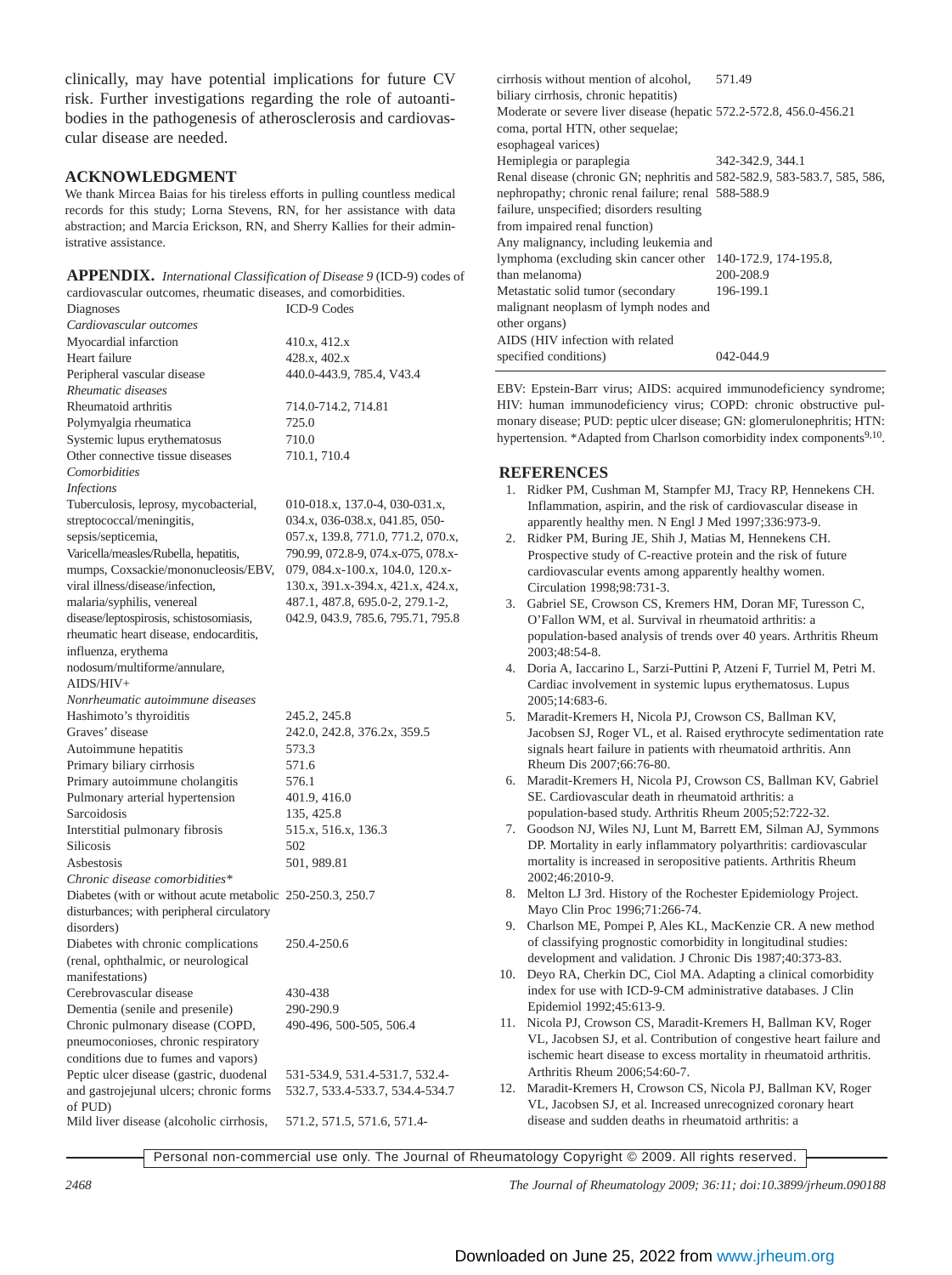clinically, may have potential implications for future CV risk. Further investigations regarding the role of autoantibodies in the pathogenesis of atherosclerosis and cardiovascular disease are needed.

## ACKNOWLEDGMENT

We thank Mircea Baias for his tireless efforts in pulling countless medical records for this study; Lorna Stevens, RN, for her assistance with data abstraction; and Marcia Erickson, RN, and Sherry Kallies for their administrative assistance.

**APPENDIX.** *International Classification of Disease 9* (ICD-9) codes of cardiovascular outcomes, rheumatic diseases, and comorbidities.

| Diagnoses | ICD-9 Codes |
|---|---|
| *Cardiovascular outcomes* | |
| Myocardial infarction | 410.x, 412.x |
| Heart failure | 428.x, 402.x |
| Peripheral vascular disease | 440.0-443.9, 785.4, V43.4 |
| *Rheumatic diseases* | |
| Rheumatoid arthritis | 714.0-714.2, 714.81 |
| Polymyalgia rheumatica | 725.0 |
| Systemic lupus erythematosus | 710.0 |
| Other connective tissue diseases | 710.1, 710.4 |
| *Comorbidities* | |
| *Infections* | |
| Tuberculosis, leprosy, mycobacterial, streptococcal/meningitis, sepsis/septicemia, Varicella/measles/Rubella, hepatitis, mumps, Coxsackie/mononucleosis/EBV, viral illness/disease/infection, malaria/syphilis, venereal disease/leptospirosis, schistosomiasis, rheumatic heart disease, endocarditis, influenza, erythema nodosum/multiforme/annulare, AIDS/HIV+ | 010-018.x, 137.0-4, 030-031.x, 034.x, 036-038.x, 041.85, 050-057.x, 139.8, 771.0, 771.2, 070.x, 790.99, 072.8-9, 074.x-075, 078.x-079, 084.x-100.x, 104.0, 120.x-130.x, 391.x-394.x, 421.x, 424.x, 487.1, 487.8, 695.0-2, 279.1-2, 042.9, 043.9, 785.6, 795.71, 795.8 |
| *Nonrheumatic autoimmune diseases* | |
| Hashimoto's thyroiditis | 245.2, 245.8 |
| Graves' disease | 242.0, 242.8, 376.2x, 359.5 |
| Autoimmune hepatitis | 573.3 |
| Primary biliary cirrhosis | 571.6 |
| Primary autoimmune cholangitis | 576.1 |
| Pulmonary arterial hypertension | 401.9, 416.0 |
| Sarcoidosis | 135, 425.8 |
| Interstitial pulmonary fibrosis | 515.x, 516.x, 136.3 |
| Silicosis | 502 |
| Asbestosis | 501, 989.81 |
| *Chronic disease comorbidities** | |
| Diabetes (with or without acute metabolic disturbances; with peripheral circulatory disorders) | 250-250.3, 250.7 |
| Diabetes with chronic complications (renal, ophthalmic, or neurological manifestations) | 250.4-250.6 |
| Cerebrovascular disease | 430-438 |
| Dementia (senile and presenile) | 290-290.9 |
| Chronic pulmonary disease (COPD, pneumoconioses, chronic respiratory conditions due to fumes and vapors) | 490-496, 500-505, 506.4 |
| Peptic ulcer disease (gastric, duodenal and gastrojejunal ulcers; chronic forms of PUD) | 531-534.9, 531.4-531.7, 532.4-532.7, 533.4-533.7, 534.4-534.7 |
| Mild liver disease (alcoholic cirrhosis, cirrhosis without mention of alcohol, biliary cirrhosis, chronic hepatitis) | 571.2, 571.5, 571.6, 571.4-571.49 |
| Moderate or severe liver disease (hepatic coma, portal HTN, other sequelae; esophageal varices) | 572.2-572.8, 456.0-456.21 |
| Hemiplegia or paraplegia | 342-342.9, 344.1 |
| Renal disease (chronic GN; nephritis and nephropathy; chronic renal failure; renal failure, unspecified; disorders resulting from impaired renal function) | 582-582.9, 583-583.7, 585, 586, 588-588.9 |
| Any malignancy, including leukemia and lymphoma (excluding skin cancer other than melanoma) | 140-172.9, 174-195.8, 200-208.9 |
| Metastatic solid tumor (secondary malignant neoplasm of lymph nodes and other organs) | 196-199.1 |
| AIDS (HIV infection with related specified conditions) | 042-044.9 |

EBV: Epstein-Barr virus; AIDS: acquired immunodeficiency syndrome; HIV: human immunodeficiency virus; COPD: chronic obstructive pulmonary disease; PUD: peptic ulcer disease; GN: glomerulonephritis; HTN: hypertension. *Adapted from Charlson comorbidity index components[9,10].

## REFERENCES

1. Ridker PM, Cushman M, Stampfer MJ, Tracy RP, Hennekens CH. Inflammation, aspirin, and the risk of cardiovascular disease in apparently healthy men. N Engl J Med 1997;336:973-9.
2. Ridker PM, Buring JE, Shih J, Matias M, Hennekens CH. Prospective study of C-reactive protein and the risk of future cardiovascular events among apparently healthy women. Circulation 1998;98:731-3.
3. Gabriel SE, Crowson CS, Kremers HM, Doran MF, Turesson C, O'Fallon WM, et al. Survival in rheumatoid arthritis: a population-based analysis of trends over 40 years. Arthritis Rheum 2003;48:54-8.
4. Doria A, Iaccarino L, Sarzi-Puttini P, Atzeni F, Turriel M, Petri M. Cardiac involvement in systemic lupus erythematosus. Lupus 2005;14:683-6.
5. Maradit-Kremers H, Nicola PJ, Crowson CS, Ballman KV, Jacobsen SJ, Roger VL, et al. Raised erythrocyte sedimentation rate signals heart failure in patients with rheumatoid arthritis. Ann Rheum Dis 2007;66:76-80.
6. Maradit-Kremers H, Nicola PJ, Crowson CS, Ballman KV, Gabriel SE. Cardiovascular death in rheumatoid arthritis: a population-based study. Arthritis Rheum 2005;52:722-32.
7. Goodson NJ, Wiles NJ, Lunt M, Barrett EM, Silman AJ, Symmons DP. Mortality in early inflammatory polyarthritis: cardiovascular mortality is increased in seropositive patients. Arthritis Rheum 2002;46:2010-9.
8. Melton LJ 3rd. History of the Rochester Epidemiology Project. Mayo Clin Proc 1996;71:266-74.
9. Charlson ME, Pompei P, Ales KL, MacKenzie CR. A new method of classifying prognostic comorbidity in longitudinal studies: development and validation. J Chronic Dis 1987;40:373-83.
10. Deyo RA, Cherkin DC, Ciol MA. Adapting a clinical comorbidity index for use with ICD-9-CM administrative databases. J Clin Epidemiol 1992;45:613-9.
11. Nicola PJ, Crowson CS, Maradit-Kremers H, Ballman KV, Roger VL, Jacobsen SJ, et al. Contribution of congestive heart failure and ischemic heart disease to excess mortality in rheumatoid arthritis. Arthritis Rheum 2006;54:60-7.
12. Maradit-Kremers H, Crowson CS, Nicola PJ, Ballman KV, Roger VL, Jacobsen SJ, et al. Increased unrecognized coronary heart disease and sudden deaths in rheumatoid arthritis: a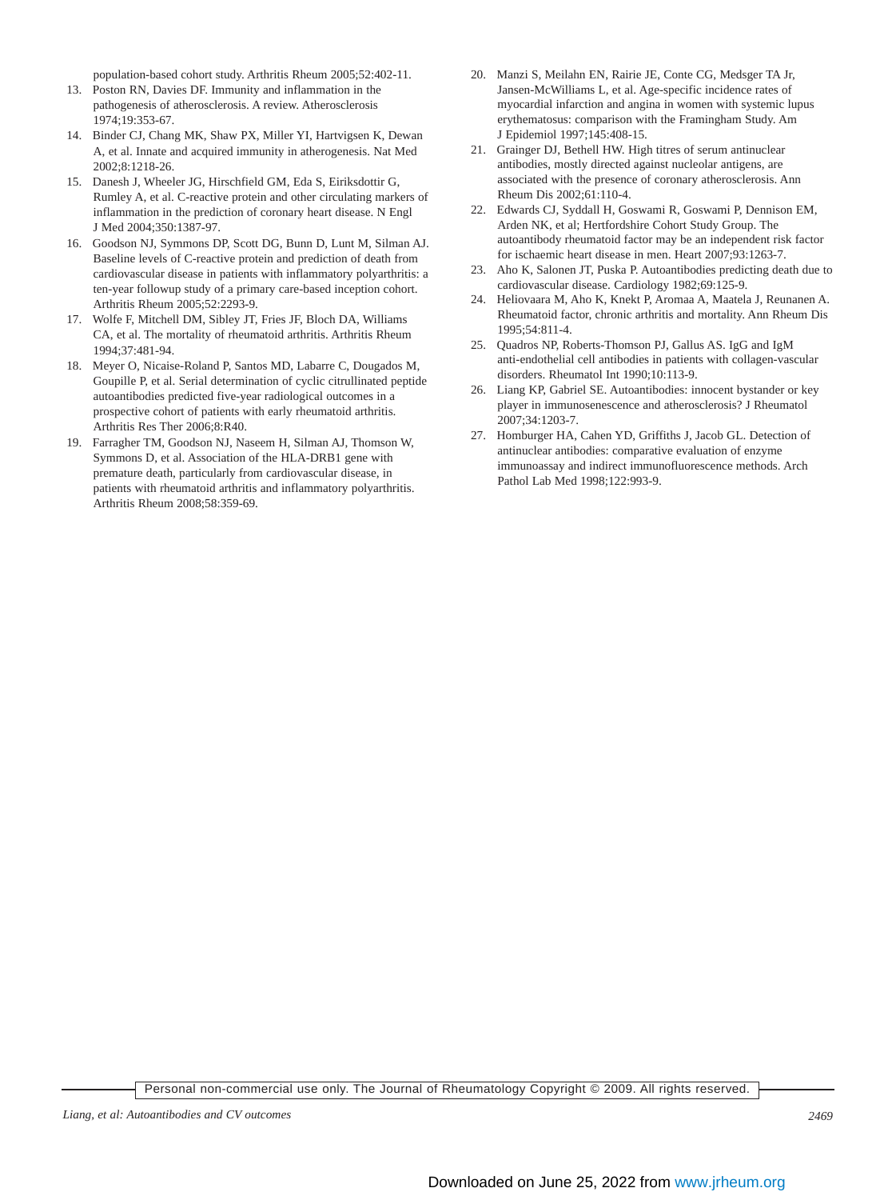population-based cohort study. Arthritis Rheum 2005;52:402-11.

13. Poston RN, Davies DF. Immunity and inflammation in the pathogenesis of atherosclerosis. A review. Atherosclerosis 1974;19:353-67.
14. Binder CJ, Chang MK, Shaw PX, Miller YI, Hartvigsen K, Dewan A, et al. Innate and acquired immunity in atherogenesis. Nat Med 2002;8:1218-26.
15. Danesh J, Wheeler JG, Hirschfield GM, Eda S, Eiriksdottir G, Rumley A, et al. C-reactive protein and other circulating markers of inflammation in the prediction of coronary heart disease. N Engl J Med 2004;350:1387-97.
16. Goodson NJ, Symmons DP, Scott DG, Bunn D, Lunt M, Silman AJ. Baseline levels of C-reactive protein and prediction of death from cardiovascular disease in patients with inflammatory polyarthritis: a ten-year followup study of a primary care-based inception cohort. Arthritis Rheum 2005;52:2293-9.
17. Wolfe F, Mitchell DM, Sibley JT, Fries JF, Bloch DA, Williams CA, et al. The mortality of rheumatoid arthritis. Arthritis Rheum 1994;37:481-94.
18. Meyer O, Nicaise-Roland P, Santos MD, Labarre C, Dougados M, Goupille P, et al. Serial determination of cyclic citrullinated peptide autoantibodies predicted five-year radiological outcomes in a prospective cohort of patients with early rheumatoid arthritis. Arthritis Res Ther 2006;8:R40.
19. Farragher TM, Goodson NJ, Naseem H, Silman AJ, Thomson W, Symmons D, et al. Association of the HLA-DRB1 gene with premature death, particularly from cardiovascular disease, in patients with rheumatoid arthritis and inflammatory polyarthritis. Arthritis Rheum 2008;58:359-69.
20. Manzi S, Meilahn EN, Rairie JE, Conte CG, Medsger TA Jr, Jansen-McWilliams L, et al. Age-specific incidence rates of myocardial infarction and angina in women with systemic lupus erythematosus: comparison with the Framingham Study. Am J Epidemiol 1997;145:408-15.
21. Grainger DJ, Bethell HW. High titres of serum antinuclear antibodies, mostly directed against nucleolar antigens, are associated with the presence of coronary atherosclerosis. Ann Rheum Dis 2002;61:110-4.
22. Edwards CJ, Syddall H, Goswami R, Goswami P, Dennison EM, Arden NK, et al; Hertfordshire Cohort Study Group. The autoantibody rheumatoid factor may be an independent risk factor for ischaemic heart disease in men. Heart 2007;93:1263-7.
23. Aho K, Salonen JT, Puska P. Autoantibodies predicting death due to cardiovascular disease. Cardiology 1982;69:125-9.
24. Heliovaara M, Aho K, Knekt P, Aromaa A, Maatela J, Reunanen A. Rheumatoid factor, chronic arthritis and mortality. Ann Rheum Dis 1995;54:811-4.
25. Quadros NP, Roberts-Thomson PJ, Gallus AS. IgG and IgM anti-endothelial cell antibodies in patients with collagen-vascular disorders. Rheumatol Int 1990;10:113-9.
26. Liang KP, Gabriel SE. Autoantibodies: innocent bystander or key player in immunosenescence and atherosclerosis? J Rheumatol 2007;34:1203-7.
27. Homburger HA, Cahen YD, Griffiths J, Jacob GL. Detection of antinuclear antibodies: comparative evaluation of enzyme immunoassay and indirect immunofluorescence methods. Arch Pathol Lab Med 1998;122:993-9.